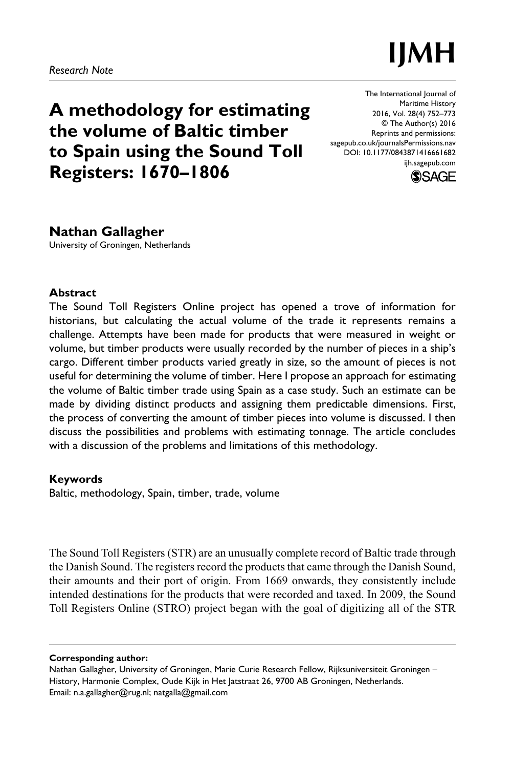*Research Note*

# A methodology for estimating the volume of Baltic timber to Spain using the Sound Toll Registers: 1670–1806

**Nathan Gallagher**

University of Groningen, Netherlands

### Abstract

The Sound Toll Registers Online project has opened a trove of information for historians, but calculating the actual volume of the trade it represents remains a challenge. Attempts have been made for products that were measured in weight or volume, but timber products were usually recorded by the number of pieces in a ship's cargo. Different timber products varied greatly in size, so the amount of pieces is not useful for determining the volume of timber. Here I propose an approach for estimating the volume of Baltic timber trade using Spain as a case study. Such an estimate can be made by dividing distinct products and assigning them predictable dimensions. First, the process of converting the amount of timber pieces into volume is discussed. I then discuss the possibilities and problems with estimating tonnage. The article concludes with a discussion of the problems and limitations of this methodology.

### Keywords

Baltic, methodology, Spain, timber, trade, volume

The Sound Toll Registers (STR) are an unusually complete record of Baltic trade through the Danish Sound. The registers record the products that came through the Danish Sound, their amounts and their port of origin. From 1669 onwards, they consistently include intended destinations for the products that were recorded and taxed. In 2009, the Sound Toll Registers Online (STRO) project began with the goal of digitizing all of the STR

---

**Corresponding author:**

Nathan Gallagher, University of Groningen, Marie Curie Research Fellow, Rijksuniversiteit Groningen – History, Harmonie Complex, Oude Kijk in Het Jatstraat 26, 9700 AB Groningen, Netherlands.
Email: n.a.gallagher@rug.nl; natgalla@gmail.com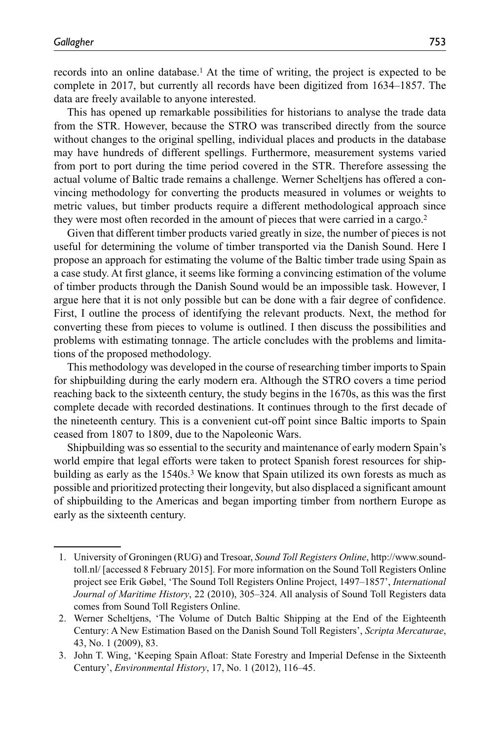records into an online database.[1] At the time of writing, the project is expected to be complete in 2017, but currently all records have been digitized from 1634–1857. The data are freely available to anyone interested.

This has opened up remarkable possibilities for historians to analyse the trade data from the STR. However, because the STRO was transcribed directly from the source without changes to the original spelling, individual places and products in the database may have hundreds of different spellings. Furthermore, measurement systems varied from port to port during the time period covered in the STR. Therefore assessing the actual volume of Baltic trade remains a challenge. Werner Scheltjens has offered a convincing methodology for converting the products measured in volumes or weights to metric values, but timber products require a different methodological approach since they were most often recorded in the amount of pieces that were carried in a cargo.[2]

Given that different timber products varied greatly in size, the number of pieces is not useful for determining the volume of timber transported via the Danish Sound. Here I propose an approach for estimating the volume of the Baltic timber trade using Spain as a case study. At first glance, it seems like forming a convincing estimation of the volume of timber products through the Danish Sound would be an impossible task. However, I argue here that it is not only possible but can be done with a fair degree of confidence. First, I outline the process of identifying the relevant products. Next, the method for converting these from pieces to volume is outlined. I then discuss the possibilities and problems with estimating tonnage. The article concludes with the problems and limitations of the proposed methodology.

This methodology was developed in the course of researching timber imports to Spain for shipbuilding during the early modern era. Although the STRO covers a time period reaching back to the sixteenth century, the study begins in the 1670s, as this was the first complete decade with recorded destinations. It continues through to the first decade of the nineteenth century. This is a convenient cut-off point since Baltic imports to Spain ceased from 1807 to 1809, due to the Napoleonic Wars.

Shipbuilding was so essential to the security and maintenance of early modern Spain's world empire that legal efforts were taken to protect Spanish forest resources for shipbuilding as early as the 1540s.[3] We know that Spain utilized its own forests as much as possible and prioritized protecting their longevity, but also displaced a significant amount of shipbuilding to the Americas and began importing timber from northern Europe as early as the sixteenth century.

---

1. University of Groningen (RUG) and Tresoar, *Sound Toll Registers Online*, http://www.soundtoll.nl/ [accessed 8 February 2015]. For more information on the Sound Toll Registers Online project see Erik Gøbel, 'The Sound Toll Registers Online Project, 1497–1857', *International Journal of Maritime History*, 22 (2010), 305–324. All analysis of Sound Toll Registers data comes from Sound Toll Registers Online.
2. Werner Scheltjens, 'The Volume of Dutch Baltic Shipping at the End of the Eighteenth Century: A New Estimation Based on the Danish Sound Toll Registers', *Scripta Mercaturae*, 43, No. 1 (2009), 83.
3. John T. Wing, 'Keeping Spain Afloat: State Forestry and Imperial Defense in the Sixteenth Century', *Environmental History*, 17, No. 1 (2012), 116–45.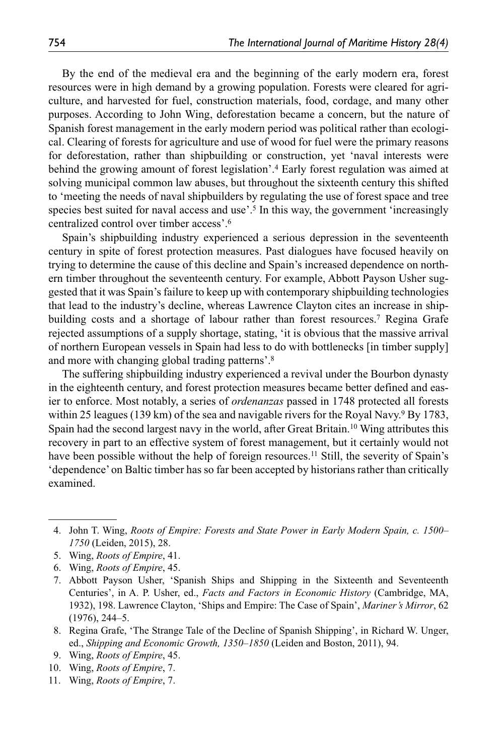By the end of the medieval era and the beginning of the early modern era, forest resources were in high demand by a growing population. Forests were cleared for agriculture, and harvested for fuel, construction materials, food, cordage, and many other purposes. According to John Wing, deforestation became a concern, but the nature of Spanish forest management in the early modern period was political rather than ecological. Clearing of forests for agriculture and use of wood for fuel were the primary reasons for deforestation, rather than shipbuilding or construction, yet 'naval interests were behind the growing amount of forest legislation'.[4] Early forest regulation was aimed at solving municipal common law abuses, but throughout the sixteenth century this shifted to 'meeting the needs of naval shipbuilders by regulating the use of forest space and tree species best suited for naval access and use'.[5] In this way, the government 'increasingly centralized control over timber access'.[6]

Spain's shipbuilding industry experienced a serious depression in the seventeenth century in spite of forest protection measures. Past dialogues have focused heavily on trying to determine the cause of this decline and Spain's increased dependence on northern timber throughout the seventeenth century. For example, Abbott Payson Usher suggested that it was Spain's failure to keep up with contemporary shipbuilding technologies that lead to the industry's decline, whereas Lawrence Clayton cites an increase in shipbuilding costs and a shortage of labour rather than forest resources.[7] Regina Grafe rejected assumptions of a supply shortage, stating, 'it is obvious that the massive arrival of northern European vessels in Spain had less to do with bottlenecks [in timber supply] and more with changing global trading patterns'.[8]

The suffering shipbuilding industry experienced a revival under the Bourbon dynasty in the eighteenth century, and forest protection measures became better defined and easier to enforce. Most notably, a series of *ordenanzas* passed in 1748 protected all forests within 25 leagues (139 km) of the sea and navigable rivers for the Royal Navy.[9] By 1783, Spain had the second largest navy in the world, after Great Britain.[10] Wing attributes this recovery in part to an effective system of forest management, but it certainly would not have been possible without the help of foreign resources.[11] Still, the severity of Spain's 'dependence' on Baltic timber has so far been accepted by historians rather than critically examined.

4. John T. Wing, *Roots of Empire: Forests and State Power in Early Modern Spain, c. 1500–1750* (Leiden, 2015), 28.
5. Wing, *Roots of Empire*, 41.
6. Wing, *Roots of Empire*, 45.
7. Abbott Payson Usher, 'Spanish Ships and Shipping in the Sixteenth and Seventeenth Centuries', in A. P. Usher, ed., *Facts and Factors in Economic History* (Cambridge, MA, 1932), 198. Lawrence Clayton, 'Ships and Empire: The Case of Spain', *Mariner's Mirror*, 62 (1976), 244–5.
8. Regina Grafe, 'The Strange Tale of the Decline of Spanish Shipping', in Richard W. Unger, ed., *Shipping and Economic Growth, 1350–1850* (Leiden and Boston, 2011), 94.
9. Wing, *Roots of Empire*, 45.
10. Wing, *Roots of Empire*, 7.
11. Wing, *Roots of Empire*, 7.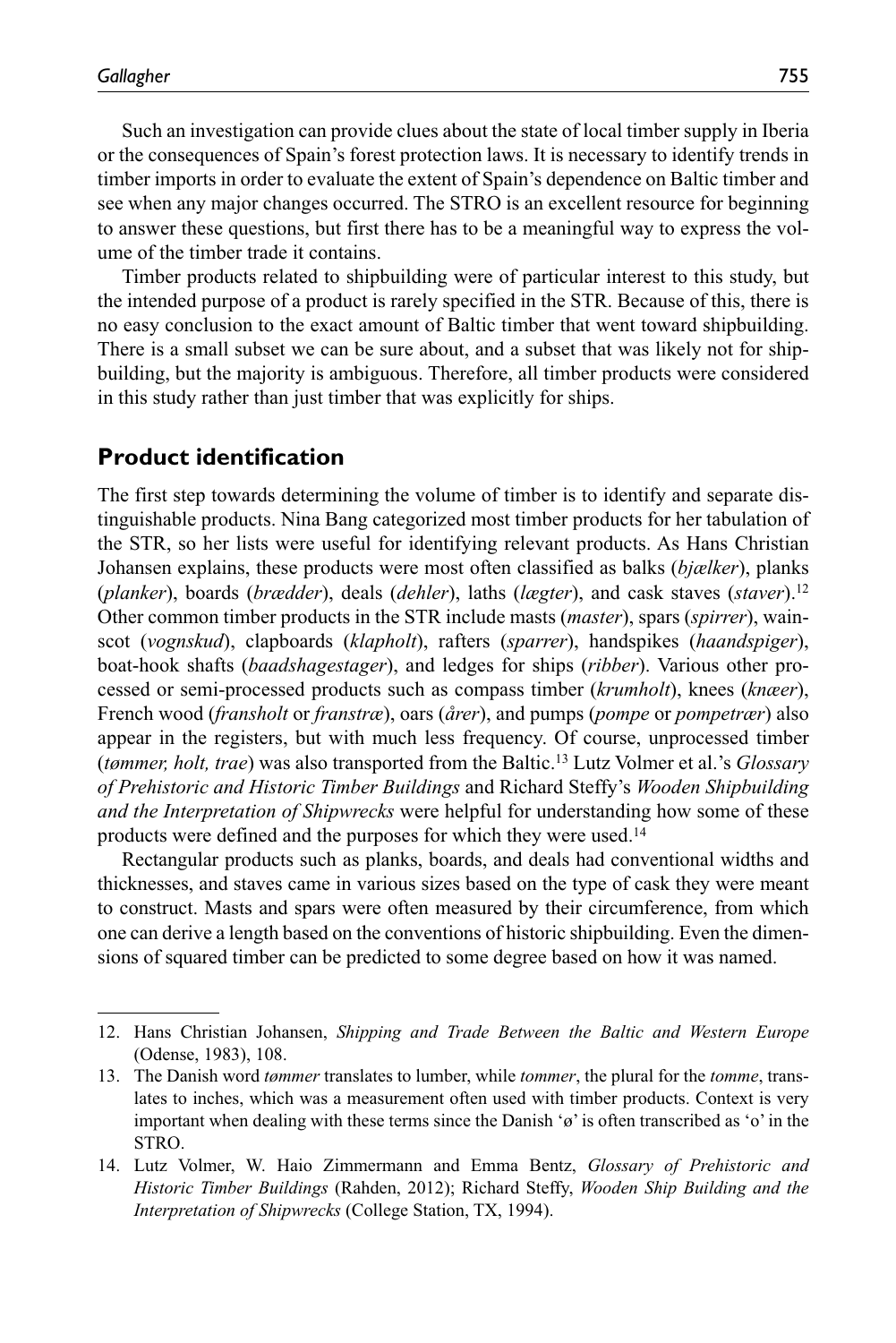Such an investigation can provide clues about the state of local timber supply in Iberia or the consequences of Spain's forest protection laws. It is necessary to identify trends in timber imports in order to evaluate the extent of Spain's dependence on Baltic timber and see when any major changes occurred. The STRO is an excellent resource for beginning to answer these questions, but first there has to be a meaningful way to express the volume of the timber trade it contains.

Timber products related to shipbuilding were of particular interest to this study, but the intended purpose of a product is rarely specified in the STR. Because of this, there is no easy conclusion to the exact amount of Baltic timber that went toward shipbuilding. There is a small subset we can be sure about, and a subset that was likely not for shipbuilding, but the majority is ambiguous. Therefore, all timber products were considered in this study rather than just timber that was explicitly for ships.

## Product identification

The first step towards determining the volume of timber is to identify and separate distinguishable products. Nina Bang categorized most timber products for her tabulation of the STR, so her lists were useful for identifying relevant products. As Hans Christian Johansen explains, these products were most often classified as balks (*bjælker*), planks (*planker*), boards (*brædder*), deals (*dehler*), laths (*lægter*), and cask staves (*staver*).[12] Other common timber products in the STR include masts (*master*), spars (*spirrer*), wainscot (*vognskud*), clapboards (*klapholt*), rafters (*sparrer*), handspikes (*haandspiger*), boat-hook shafts (*baadshagestager*), and ledges for ships (*ribber*). Various other processed or semi-processed products such as compass timber (*krumholt*), knees (*knæer*), French wood (*fransholt* or *franstræ*), oars (*årer*), and pumps (*pompe* or *pompetrær*) also appear in the registers, but with much less frequency. Of course, unprocessed timber (*tømmer, holt, trae*) was also transported from the Baltic.[13] Lutz Volmer et al.'s *Glossary of Prehistoric and Historic Timber Buildings* and Richard Steffy's *Wooden Shipbuilding and the Interpretation of Shipwrecks* were helpful for understanding how some of these products were defined and the purposes for which they were used.[14]

Rectangular products such as planks, boards, and deals had conventional widths and thicknesses, and staves came in various sizes based on the type of cask they were meant to construct. Masts and spars were often measured by their circumference, from which one can derive a length based on the conventions of historic shipbuilding. Even the dimensions of squared timber can be predicted to some degree based on how it was named.

---

12. Hans Christian Johansen, *Shipping and Trade Between the Baltic and Western Europe* (Odense, 1983), 108.
13. The Danish word *tømmer* translates to lumber, while *tommer*, the plural for the *tomme*, translates to inches, which was a measurement often used with timber products. Context is very important when dealing with these terms since the Danish 'ø' is often transcribed as 'o' in the STRO.
14. Lutz Volmer, W. Haio Zimmermann and Emma Bentz, *Glossary of Prehistoric and Historic Timber Buildings* (Rahden, 2012); Richard Steffy, *Wooden Ship Building and the Interpretation of Shipwrecks* (College Station, TX, 1994).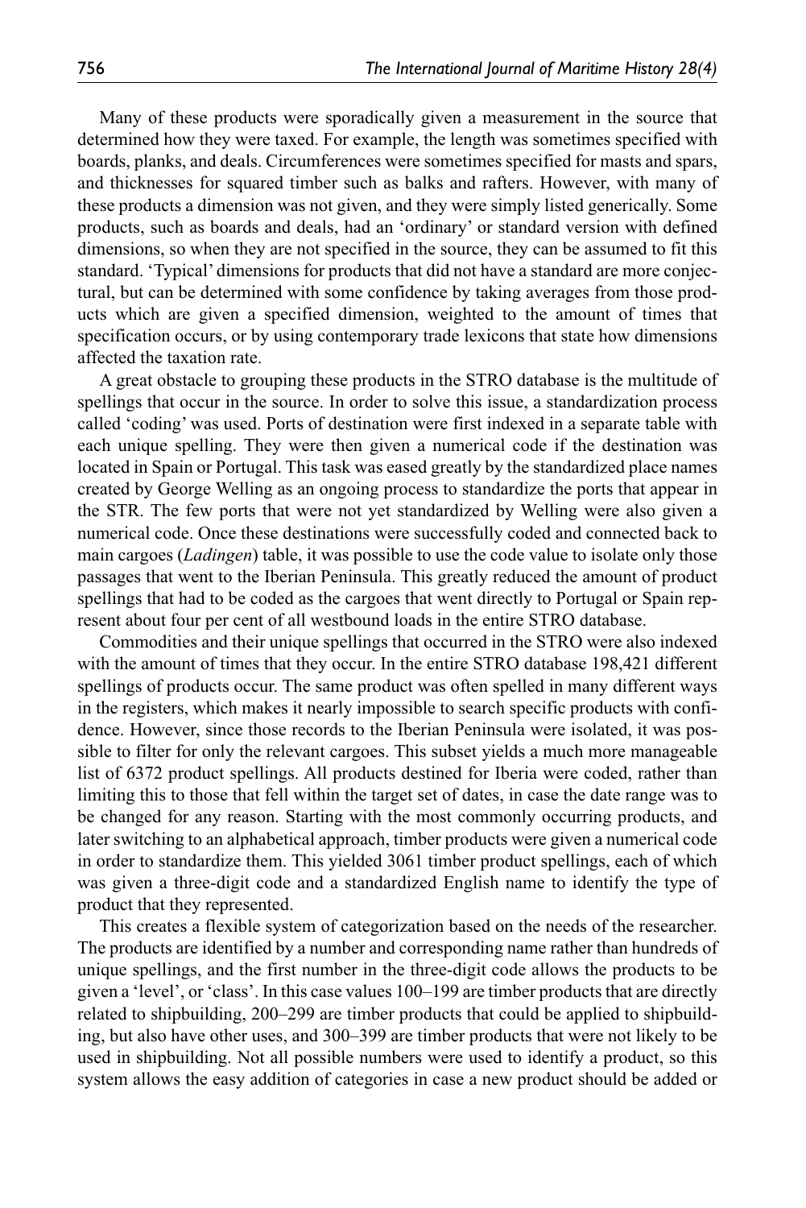Many of these products were sporadically given a measurement in the source that determined how they were taxed. For example, the length was sometimes specified with boards, planks, and deals. Circumferences were sometimes specified for masts and spars, and thicknesses for squared timber such as balks and rafters. However, with many of these products a dimension was not given, and they were simply listed generically. Some products, such as boards and deals, had an 'ordinary' or standard version with defined dimensions, so when they are not specified in the source, they can be assumed to fit this standard. 'Typical' dimensions for products that did not have a standard are more conjectural, but can be determined with some confidence by taking averages from those products which are given a specified dimension, weighted to the amount of times that specification occurs, or by using contemporary trade lexicons that state how dimensions affected the taxation rate.

A great obstacle to grouping these products in the STRO database is the multitude of spellings that occur in the source. In order to solve this issue, a standardization process called 'coding' was used. Ports of destination were first indexed in a separate table with each unique spelling. They were then given a numerical code if the destination was located in Spain or Portugal. This task was eased greatly by the standardized place names created by George Welling as an ongoing process to standardize the ports that appear in the STR. The few ports that were not yet standardized by Welling were also given a numerical code. Once these destinations were successfully coded and connected back to main cargoes (*Ladingen*) table, it was possible to use the code value to isolate only those passages that went to the Iberian Peninsula. This greatly reduced the amount of product spellings that had to be coded as the cargoes that went directly to Portugal or Spain represent about four per cent of all westbound loads in the entire STRO database.

Commodities and their unique spellings that occurred in the STRO were also indexed with the amount of times that they occur. In the entire STRO database 198,421 different spellings of products occur. The same product was often spelled in many different ways in the registers, which makes it nearly impossible to search specific products with confidence. However, since those records to the Iberian Peninsula were isolated, it was possible to filter for only the relevant cargoes. This subset yields a much more manageable list of 6372 product spellings. All products destined for Iberia were coded, rather than limiting this to those that fell within the target set of dates, in case the date range was to be changed for any reason. Starting with the most commonly occurring products, and later switching to an alphabetical approach, timber products were given a numerical code in order to standardize them. This yielded 3061 timber product spellings, each of which was given a three-digit code and a standardized English name to identify the type of product that they represented.

This creates a flexible system of categorization based on the needs of the researcher. The products are identified by a number and corresponding name rather than hundreds of unique spellings, and the first number in the three-digit code allows the products to be given a 'level', or 'class'. In this case values 100–199 are timber products that are directly related to shipbuilding, 200–299 are timber products that could be applied to shipbuilding, but also have other uses, and 300–399 are timber products that were not likely to be used in shipbuilding. Not all possible numbers were used to identify a product, so this system allows the easy addition of categories in case a new product should be added or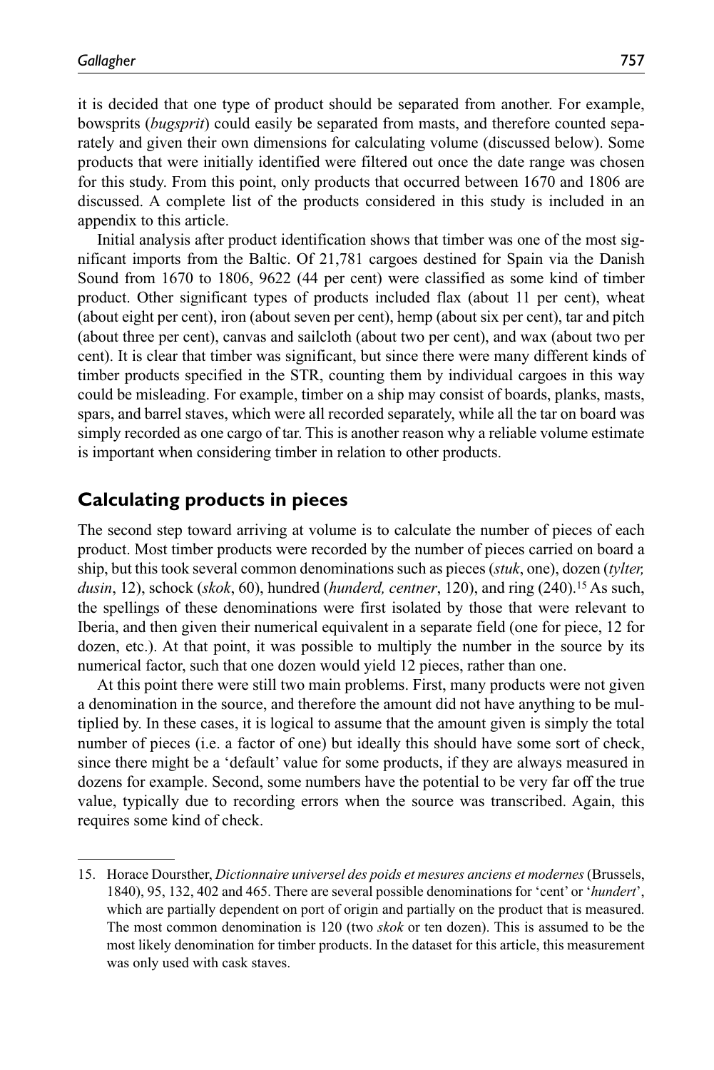it is decided that one type of product should be separated from another. For example, bowsprits (*bugsprit*) could easily be separated from masts, and therefore counted separately and given their own dimensions for calculating volume (discussed below). Some products that were initially identified were filtered out once the date range was chosen for this study. From this point, only products that occurred between 1670 and 1806 are discussed. A complete list of the products considered in this study is included in an appendix to this article.

Initial analysis after product identification shows that timber was one of the most significant imports from the Baltic. Of 21,781 cargoes destined for Spain via the Danish Sound from 1670 to 1806, 9622 (44 per cent) were classified as some kind of timber product. Other significant types of products included flax (about 11 per cent), wheat (about eight per cent), iron (about seven per cent), hemp (about six per cent), tar and pitch (about three per cent), canvas and sailcloth (about two per cent), and wax (about two per cent). It is clear that timber was significant, but since there were many different kinds of timber products specified in the STR, counting them by individual cargoes in this way could be misleading. For example, timber on a ship may consist of boards, planks, masts, spars, and barrel staves, which were all recorded separately, while all the tar on board was simply recorded as one cargo of tar. This is another reason why a reliable volume estimate is important when considering timber in relation to other products.

## Calculating products in pieces

The second step toward arriving at volume is to calculate the number of pieces of each product. Most timber products were recorded by the number of pieces carried on board a ship, but this took several common denominations such as pieces (*stuk*, one), dozen (*tylter, dusin*, 12), schock (*skok*, 60), hundred (*hunderd, centner*, 120), and ring (240).[15] As such, the spellings of these denominations were first isolated by those that were relevant to Iberia, and then given their numerical equivalent in a separate field (one for piece, 12 for dozen, etc.). At that point, it was possible to multiply the number in the source by its numerical factor, such that one dozen would yield 12 pieces, rather than one.

At this point there were still two main problems. First, many products were not given a denomination in the source, and therefore the amount did not have anything to be multiplied by. In these cases, it is logical to assume that the amount given is simply the total number of pieces (i.e. a factor of one) but ideally this should have some sort of check, since there might be a 'default' value for some products, if they are always measured in dozens for example. Second, some numbers have the potential to be very far off the true value, typically due to recording errors when the source was transcribed. Again, this requires some kind of check.

15. Horace Doursther, *Dictionnaire universel des poids et mesures anciens et modernes* (Brussels, 1840), 95, 132, 402 and 465. There are several possible denominations for 'cent' or '*hundert*', which are partially dependent on port of origin and partially on the product that is measured. The most common denomination is 120 (two *skok* or ten dozen). This is assumed to be the most likely denomination for timber products. In the dataset for this article, this measurement was only used with cask staves.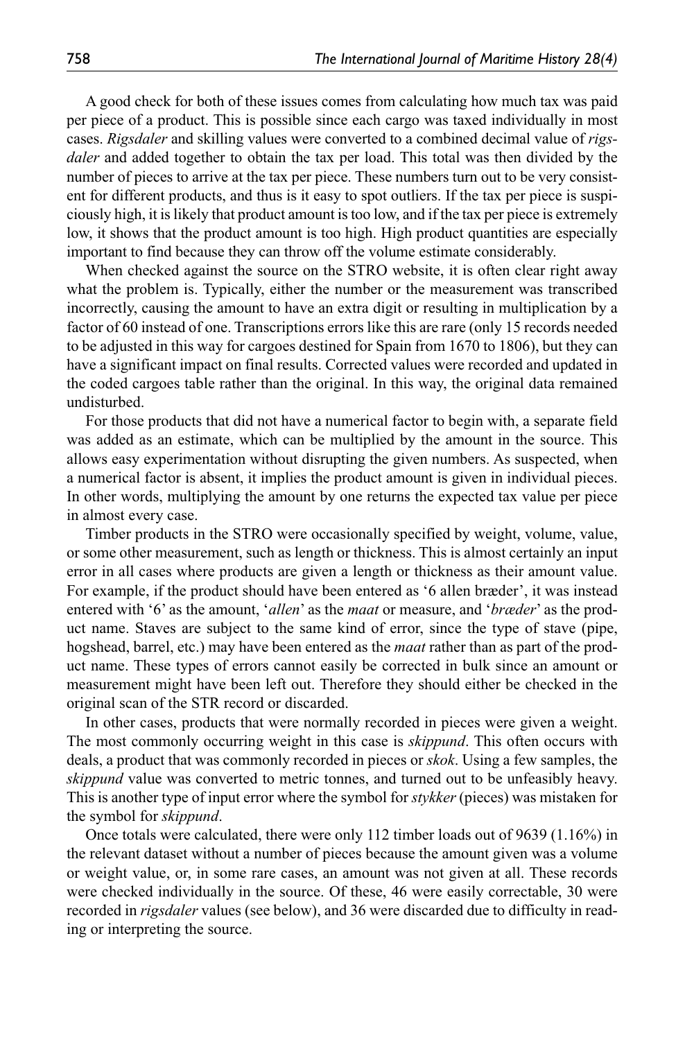A good check for both of these issues comes from calculating how much tax was paid per piece of a product. This is possible since each cargo was taxed individually in most cases. *Rigsdaler* and skilling values were converted to a combined decimal value of *rigsdaler* and added together to obtain the tax per load. This total was then divided by the number of pieces to arrive at the tax per piece. These numbers turn out to be very consistent for different products, and thus is it easy to spot outliers. If the tax per piece is suspiciously high, it is likely that product amount is too low, and if the tax per piece is extremely low, it shows that the product amount is too high. High product quantities are especially important to find because they can throw off the volume estimate considerably.

When checked against the source on the STRO website, it is often clear right away what the problem is. Typically, either the number or the measurement was transcribed incorrectly, causing the amount to have an extra digit or resulting in multiplication by a factor of 60 instead of one. Transcriptions errors like this are rare (only 15 records needed to be adjusted in this way for cargoes destined for Spain from 1670 to 1806), but they can have a significant impact on final results. Corrected values were recorded and updated in the coded cargoes table rather than the original. In this way, the original data remained undisturbed.

For those products that did not have a numerical factor to begin with, a separate field was added as an estimate, which can be multiplied by the amount in the source. This allows easy experimentation without disrupting the given numbers. As suspected, when a numerical factor is absent, it implies the product amount is given in individual pieces. In other words, multiplying the amount by one returns the expected tax value per piece in almost every case.

Timber products in the STRO were occasionally specified by weight, volume, value, or some other measurement, such as length or thickness. This is almost certainly an input error in all cases where products are given a length or thickness as their amount value. For example, if the product should have been entered as '6 allen bræder', it was instead entered with '6' as the amount, '*allen*' as the *maat* or measure, and '*bræder*' as the product name. Staves are subject to the same kind of error, since the type of stave (pipe, hogshead, barrel, etc.) may have been entered as the *maat* rather than as part of the product name. These types of errors cannot easily be corrected in bulk since an amount or measurement might have been left out. Therefore they should either be checked in the original scan of the STR record or discarded.

In other cases, products that were normally recorded in pieces were given a weight. The most commonly occurring weight in this case is *skippund*. This often occurs with deals, a product that was commonly recorded in pieces or *skok*. Using a few samples, the *skippund* value was converted to metric tonnes, and turned out to be unfeasibly heavy. This is another type of input error where the symbol for *stykker* (pieces) was mistaken for the symbol for *skippund*.

Once totals were calculated, there were only 112 timber loads out of 9639 (1.16%) in the relevant dataset without a number of pieces because the amount given was a volume or weight value, or, in some rare cases, an amount was not given at all. These records were checked individually in the source. Of these, 46 were easily correctable, 30 were recorded in *rigsdaler* values (see below), and 36 were discarded due to difficulty in reading or interpreting the source.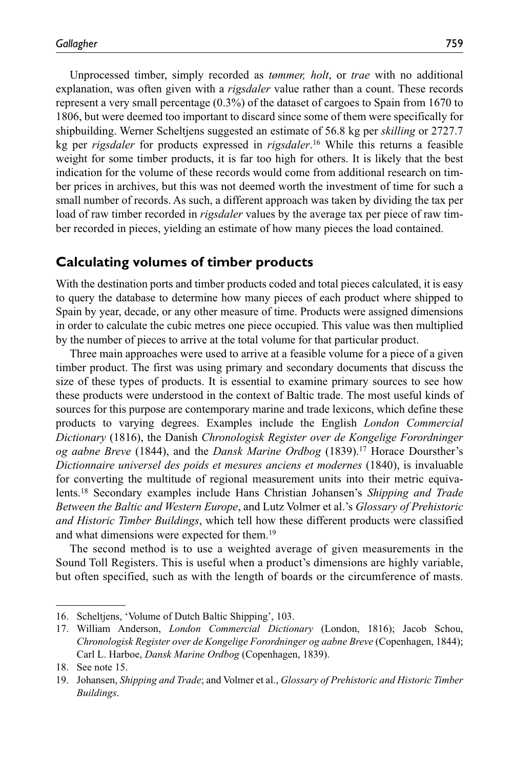Unprocessed timber, simply recorded as *tømmer, holt*, or *trae* with no additional explanation, was often given with a *rigsdaler* value rather than a count. These records represent a very small percentage (0.3%) of the dataset of cargoes to Spain from 1670 to 1806, but were deemed too important to discard since some of them were specifically for shipbuilding. Werner Scheltjens suggested an estimate of 56.8 kg per *skilling* or 2727.7 kg per *rigsdaler* for products expressed in *rigsdaler*.[16] While this returns a feasible weight for some timber products, it is far too high for others. It is likely that the best indication for the volume of these records would come from additional research on timber prices in archives, but this was not deemed worth the investment of time for such a small number of records. As such, a different approach was taken by dividing the tax per load of raw timber recorded in *rigsdaler* values by the average tax per piece of raw timber recorded in pieces, yielding an estimate of how many pieces the load contained.

## Calculating volumes of timber products

With the destination ports and timber products coded and total pieces calculated, it is easy to query the database to determine how many pieces of each product where shipped to Spain by year, decade, or any other measure of time. Products were assigned dimensions in order to calculate the cubic metres one piece occupied. This value was then multiplied by the number of pieces to arrive at the total volume for that particular product.

Three main approaches were used to arrive at a feasible volume for a piece of a given timber product. The first was using primary and secondary documents that discuss the size of these types of products. It is essential to examine primary sources to see how these products were understood in the context of Baltic trade. The most useful kinds of sources for this purpose are contemporary marine and trade lexicons, which define these products to varying degrees. Examples include the English *London Commercial Dictionary* (1816), the Danish *Chronologisk Register over de Kongelige Forordninger og aabne Breve* (1844), and the *Dansk Marine Ordbog* (1839).[17] Horace Doursther's *Dictionnaire universel des poids et mesures anciens et modernes* (1840), is invaluable for converting the multitude of regional measurement units into their metric equivalents.[18] Secondary examples include Hans Christian Johansen's *Shipping and Trade Between the Baltic and Western Europe*, and Lutz Volmer et al.'s *Glossary of Prehistoric and Historic Timber Buildings*, which tell how these different products were classified and what dimensions were expected for them.[19]

The second method is to use a weighted average of given measurements in the Sound Toll Registers. This is useful when a product's dimensions are highly variable, but often specified, such as with the length of boards or the circumference of masts.

---

16. Scheltjens, 'Volume of Dutch Baltic Shipping', 103.
17. William Anderson, *London Commercial Dictionary* (London, 1816); Jacob Schou, *Chronologisk Register over de Kongelige Forordninger og aabne Breve* (Copenhagen, 1844); Carl L. Harboe, *Dansk Marine Ordbog* (Copenhagen, 1839).
18. See note 15.
19. Johansen, *Shipping and Trade*; and Volmer et al., *Glossary of Prehistoric and Historic Timber Buildings*.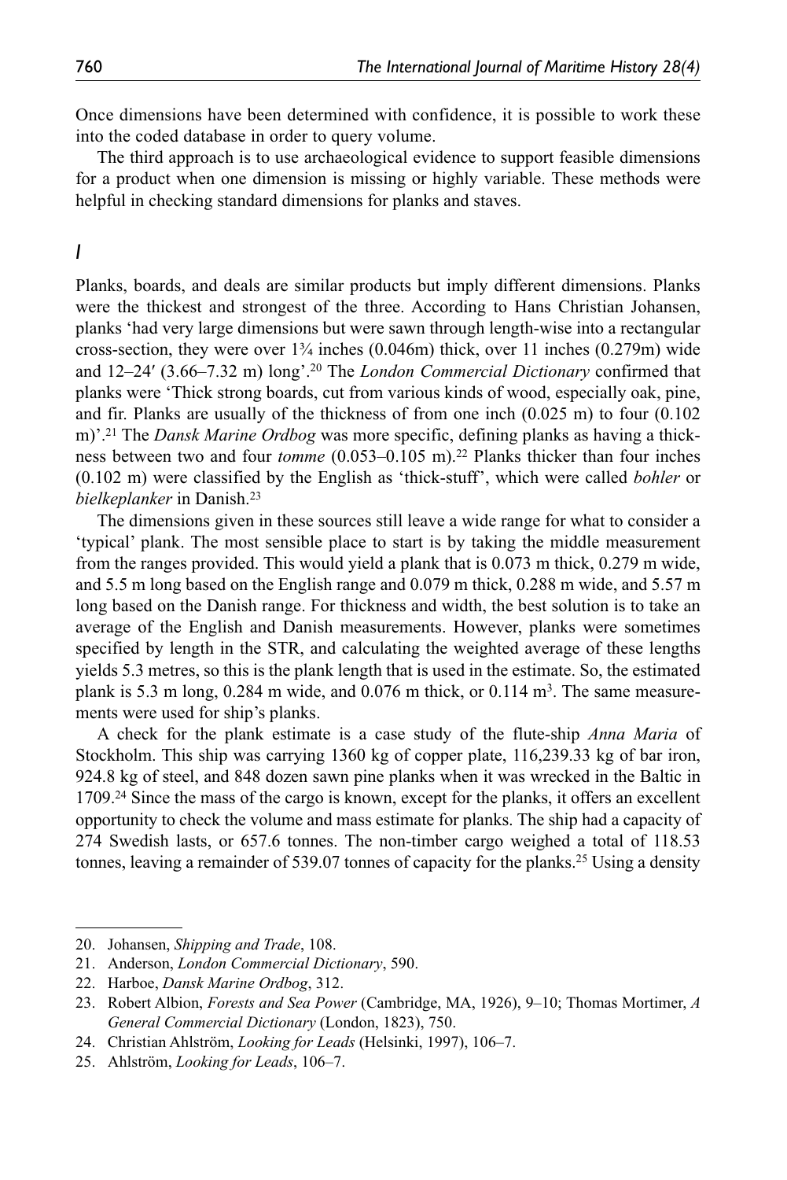Once dimensions have been determined with confidence, it is possible to work these into the coded database in order to query volume.

The third approach is to use archaeological evidence to support feasible dimensions for a product when one dimension is missing or highly variable. These methods were helpful in checking standard dimensions for planks and staves.

## *I*

Planks, boards, and deals are similar products but imply different dimensions. Planks were the thickest and strongest of the three. According to Hans Christian Johansen, planks 'had very large dimensions but were sawn through length-wise into a rectangular cross-section, they were over 1¾ inches (0.046m) thick, over 11 inches (0.279m) wide and 12–24′ (3.66–7.32 m) long'.[20] The *London Commercial Dictionary* confirmed that planks were 'Thick strong boards, cut from various kinds of wood, especially oak, pine, and fir. Planks are usually of the thickness of from one inch (0.025 m) to four (0.102 m)'.[21] The *Dansk Marine Ordbog* was more specific, defining planks as having a thickness between two and four *tomme* (0.053–0.105 m).[22] Planks thicker than four inches (0.102 m) were classified by the English as 'thick-stuff', which were called *bohler* or *bielkeplanker* in Danish.[23]

The dimensions given in these sources still leave a wide range for what to consider a 'typical' plank. The most sensible place to start is by taking the middle measurement from the ranges provided. This would yield a plank that is 0.073 m thick, 0.279 m wide, and 5.5 m long based on the English range and 0.079 m thick, 0.288 m wide, and 5.57 m long based on the Danish range. For thickness and width, the best solution is to take an average of the English and Danish measurements. However, planks were sometimes specified by length in the STR, and calculating the weighted average of these lengths yields 5.3 metres, so this is the plank length that is used in the estimate. So, the estimated plank is 5.3 m long, 0.284 m wide, and 0.076 m thick, or 0.114 $m^3$. The same measurements were used for ship's planks.

A check for the plank estimate is a case study of the flute-ship *Anna Maria* of Stockholm. This ship was carrying 1360 kg of copper plate, 116,239.33 kg of bar iron, 924.8 kg of steel, and 848 dozen sawn pine planks when it was wrecked in the Baltic in 1709.[24] Since the mass of the cargo is known, except for the planks, it offers an excellent opportunity to check the volume and mass estimate for planks. The ship had a capacity of 274 Swedish lasts, or 657.6 tonnes. The non-timber cargo weighed a total of 118.53 tonnes, leaving a remainder of 539.07 tonnes of capacity for the planks.[25] Using a density

---

20. Johansen, *Shipping and Trade*, 108.
21. Anderson, *London Commercial Dictionary*, 590.
22. Harboe, *Dansk Marine Ordbog*, 312.
23. Robert Albion, *Forests and Sea Power* (Cambridge, MA, 1926), 9–10; Thomas Mortimer, *A General Commercial Dictionary* (London, 1823), 750.
24. Christian Ahlström, *Looking for Leads* (Helsinki, 1997), 106–7.
25. Ahlström, *Looking for Leads*, 106–7.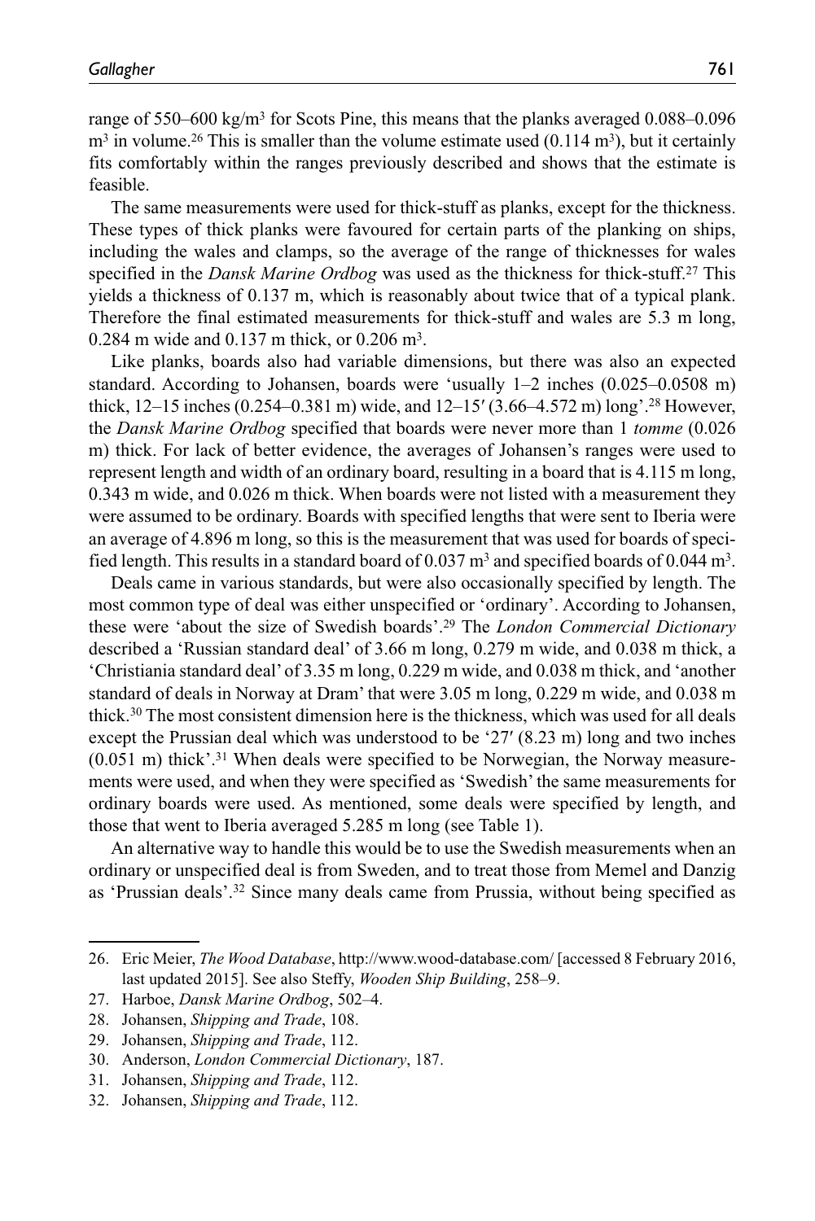range of 550–600 kg/$m^3$ for Scots Pine, this means that the planks averaged 0.088–0.096 $m^3$ in volume.[26] This is smaller than the volume estimate used (0.114 $m^3$), but it certainly fits comfortably within the ranges previously described and shows that the estimate is feasible.

The same measurements were used for thick-stuff as planks, except for the thickness. These types of thick planks were favoured for certain parts of the planking on ships, including the wales and clamps, so the average of the range of thicknesses for wales specified in the *Dansk Marine Ordbog* was used as the thickness for thick-stuff.[27] This yields a thickness of 0.137 m, which is reasonably about twice that of a typical plank. Therefore the final estimated measurements for thick-stuff and wales are 5.3 m long, 0.284 m wide and 0.137 m thick, or 0.206 $m^3$.

Like planks, boards also had variable dimensions, but there was also an expected standard. According to Johansen, boards were 'usually 1–2 inches (0.025–0.0508 m) thick, 12–15 inches (0.254–0.381 m) wide, and 12–15′ (3.66–4.572 m) long'.[28] However, the *Dansk Marine Ordbog* specified that boards were never more than 1 *tomme* (0.026 m) thick. For lack of better evidence, the averages of Johansen's ranges were used to represent length and width of an ordinary board, resulting in a board that is 4.115 m long, 0.343 m wide, and 0.026 m thick. When boards were not listed with a measurement they were assumed to be ordinary. Boards with specified lengths that were sent to Iberia were an average of 4.896 m long, so this is the measurement that was used for boards of specified length. This results in a standard board of 0.037 $m^3$ and specified boards of 0.044 $m^3$.

Deals came in various standards, but were also occasionally specified by length. The most common type of deal was either unspecified or 'ordinary'. According to Johansen, these were 'about the size of Swedish boards'.[29] The *London Commercial Dictionary* described a 'Russian standard deal' of 3.66 m long, 0.279 m wide, and 0.038 m thick, a 'Christiania standard deal' of 3.35 m long, 0.229 m wide, and 0.038 m thick, and 'another standard of deals in Norway at Dram' that were 3.05 m long, 0.229 m wide, and 0.038 m thick.[30] The most consistent dimension here is the thickness, which was used for all deals except the Prussian deal which was understood to be '27′ (8.23 m) long and two inches (0.051 m) thick'.[31] When deals were specified to be Norwegian, the Norway measurements were used, and when they were specified as 'Swedish' the same measurements for ordinary boards were used. As mentioned, some deals were specified by length, and those that went to Iberia averaged 5.285 m long (see Table 1).

An alternative way to handle this would be to use the Swedish measurements when an ordinary or unspecified deal is from Sweden, and to treat those from Memel and Danzig as 'Prussian deals'.[32] Since many deals came from Prussia, without being specified as

26. Eric Meier, *The Wood Database*, http://www.wood-database.com/ [accessed 8 February 2016, last updated 2015]. See also Steffy, *Wooden Ship Building*, 258–9.
27. Harboe, *Dansk Marine Ordbog*, 502–4.
28. Johansen, *Shipping and Trade*, 108.
29. Johansen, *Shipping and Trade*, 112.
30. Anderson, *London Commercial Dictionary*, 187.
31. Johansen, *Shipping and Trade*, 112.
32. Johansen, *Shipping and Trade*, 112.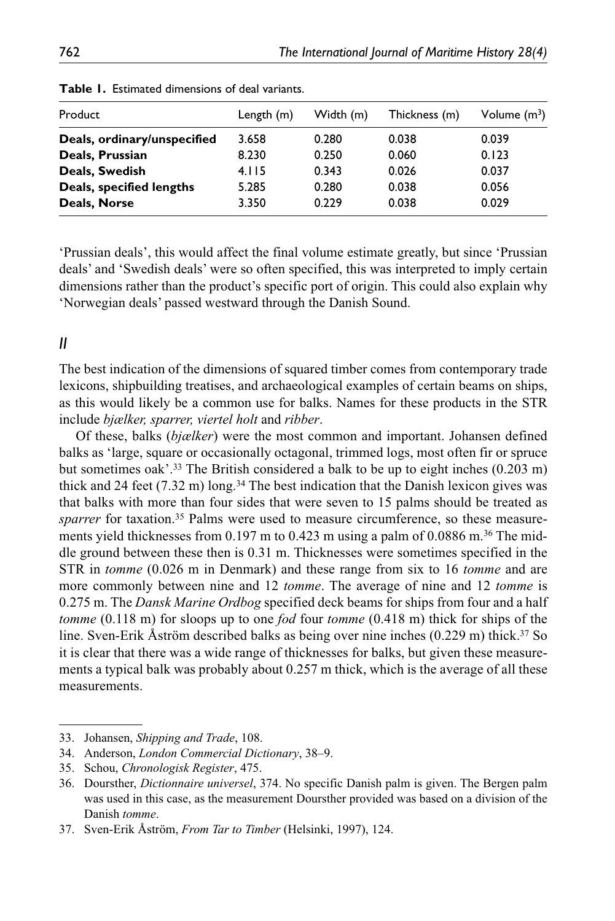**Table 1.** Estimated dimensions of deal variants.

| Product | Length (m) | Width (m) | Thickness (m) | Volume ($m^3$) |
|---|---|---|---|---|
| **Deals, ordinary/unspecified** | 3.658 | 0.280 | 0.038 | 0.039 |
| **Deals, Prussian** | 8.230 | 0.250 | 0.060 | 0.123 |
| **Deals, Swedish** | 4.115 | 0.343 | 0.026 | 0.037 |
| **Deals, specified lengths** | 5.285 | 0.280 | 0.038 | 0.056 |
| **Deals, Norse** | 3.350 | 0.229 | 0.038 | 0.029 |

'Prussian deals', this would affect the final volume estimate greatly, but since 'Prussian deals' and 'Swedish deals' were so often specified, this was interpreted to imply certain dimensions rather than the product's specific port of origin. This could also explain why 'Norwegian deals' passed westward through the Danish Sound.

## *II*

The best indication of the dimensions of squared timber comes from contemporary trade lexicons, shipbuilding treatises, and archaeological examples of certain beams on ships, as this would likely be a common use for balks. Names for these products in the STR include *bjælker, sparrer, viertel holt* and *ribber*.

Of these, balks (*bjælker*) were the most common and important. Johansen defined balks as 'large, square or occasionally octagonal, trimmed logs, most often fir or spruce but sometimes oak'.[33] The British considered a balk to be up to eight inches (0.203 m) thick and 24 feet (7.32 m) long.[34] The best indication that the Danish lexicon gives was that balks with more than four sides that were seven to 15 palms should be treated as *sparrer* for taxation.[35] Palms were used to measure circumference, so these measurements yield thicknesses from 0.197 m to 0.423 m using a palm of 0.0886 m.[36] The middle ground between these then is 0.31 m. Thicknesses were sometimes specified in the STR in *tomme* (0.026 m in Denmark) and these range from six to 16 *tomme* and are more commonly between nine and 12 *tomme*. The average of nine and 12 *tomme* is 0.275 m. The *Dansk Marine Ordbog* specified deck beams for ships from four and a half *tomme* (0.118 m) for sloops up to one *fod* four *tomme* (0.418 m) thick for ships of the line. Sven-Erik Åström described balks as being over nine inches (0.229 m) thick.[37] So it is clear that there was a wide range of thicknesses for balks, but given these measurements a typical balk was probably about 0.257 m thick, which is the average of all these measurements.

33. Johansen, *Shipping and Trade*, 108.
34. Anderson, *London Commercial Dictionary*, 38–9.
35. Schou, *Chronologisk Register*, 475.
36. Doursther, *Dictionnaire universel*, 374. No specific Danish palm is given. The Bergen palm was used in this case, as the measurement Doursther provided was based on a division of the Danish *tomme*.
37. Sven-Erik Åström, *From Tar to Timber* (Helsinki, 1997), 124.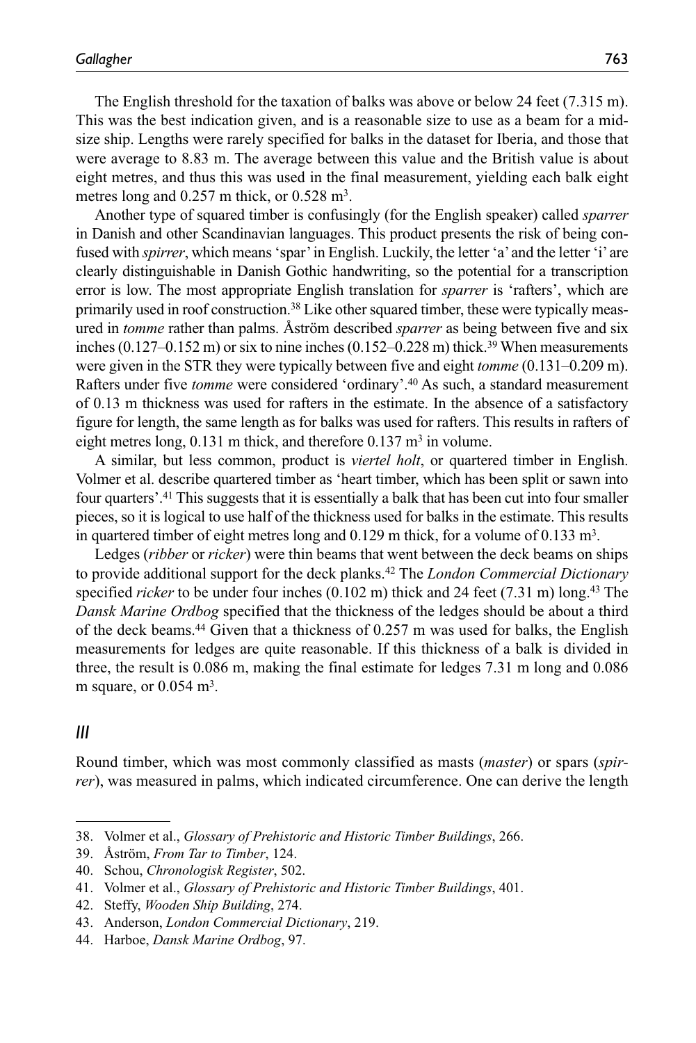The English threshold for the taxation of balks was above or below 24 feet (7.315 m). This was the best indication given, and is a reasonable size to use as a beam for a mid-size ship. Lengths were rarely specified for balks in the dataset for Iberia, and those that were average to 8.83 m. The average between this value and the British value is about eight metres, and thus this was used in the final measurement, yielding each balk eight metres long and 0.257 m thick, or 0.528 m$^3$.

Another type of squared timber is confusingly (for the English speaker) called *sparrer* in Danish and other Scandinavian languages. This product presents the risk of being confused with *spirrer*, which means 'spar' in English. Luckily, the letter 'a' and the letter 'i' are clearly distinguishable in Danish Gothic handwriting, so the potential for a transcription error is low. The most appropriate English translation for *sparrer* is 'rafters', which are primarily used in roof construction.[38] Like other squared timber, these were typically measured in *tomme* rather than palms. Åström described *sparrer* as being between five and six inches (0.127–0.152 m) or six to nine inches (0.152–0.228 m) thick.[39] When measurements were given in the STR they were typically between five and eight *tomme* (0.131–0.209 m). Rafters under five *tomme* were considered 'ordinary'.[40] As such, a standard measurement of 0.13 m thickness was used for rafters in the estimate. In the absence of a satisfactory figure for length, the same length as for balks was used for rafters. This results in rafters of eight metres long, 0.131 m thick, and therefore 0.137 m$^3$ in volume.

A similar, but less common, product is *viertel holt*, or quartered timber in English. Volmer et al. describe quartered timber as 'heart timber, which has been split or sawn into four quarters'.[41] This suggests that it is essentially a balk that has been cut into four smaller pieces, so it is logical to use half of the thickness used for balks in the estimate. This results in quartered timber of eight metres long and 0.129 m thick, for a volume of 0.133 m$^3$.

Ledges (*ribber* or *ricker*) were thin beams that went between the deck beams on ships to provide additional support for the deck planks.[42] The *London Commercial Dictionary* specified *ricker* to be under four inches (0.102 m) thick and 24 feet (7.31 m) long.[43] The *Dansk Marine Ordbog* specified that the thickness of the ledges should be about a third of the deck beams.[44] Given that a thickness of 0.257 m was used for balks, the English measurements for ledges are quite reasonable. If this thickness of a balk is divided in three, the result is 0.086 m, making the final estimate for ledges 7.31 m long and 0.086 m square, or 0.054 m$^3$.

## *III*

Round timber, which was most commonly classified as masts (*master*) or spars (*spirrer*), was measured in palms, which indicated circumference. One can derive the length

38. Volmer et al., *Glossary of Prehistoric and Historic Timber Buildings*, 266.
39. Åström, *From Tar to Timber*, 124.
40. Schou, *Chronologisk Register*, 502.
41. Volmer et al., *Glossary of Prehistoric and Historic Timber Buildings*, 401.
42. Steffy, *Wooden Ship Building*, 274.
43. Anderson, *London Commercial Dictionary*, 219.
44. Harboe, *Dansk Marine Ordbog*, 97.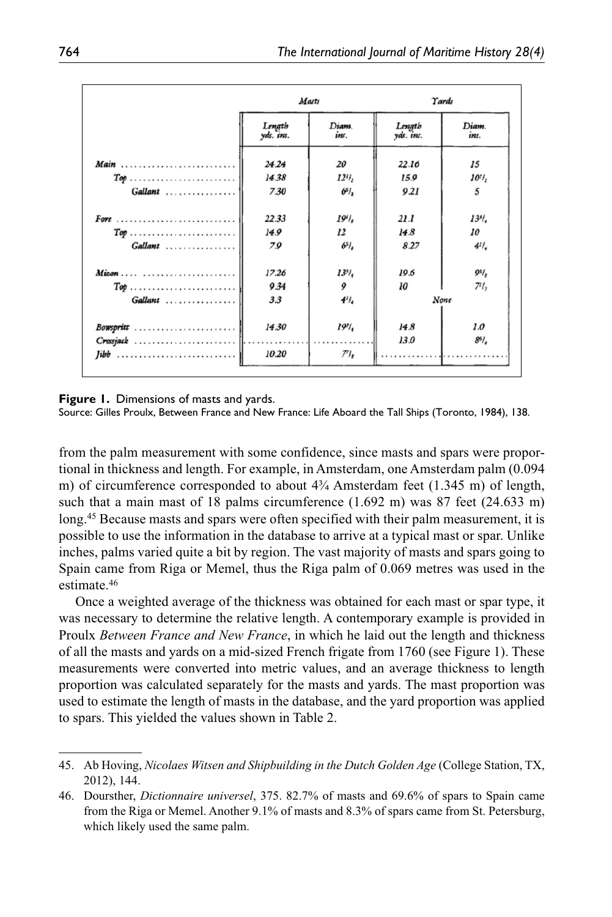|  | Masts |  | Yards |  |
|---|---|---|---|---|
|  | Length yds. ins. | Diam. ins. | Length yds. ins. | Diam. ins. |
| Main | 24.24 | 20 | 22.16 | 15 |
| Top | 14.38 | 12¹/₂ | 15.9 | 10¹/₂ |
| Gallant | 7.30 | 6⁵/₈ | 9.21 | 5 |
| Fore | 22.33 | 19¹/₈ | 21.1 | 13³/₄ |
| Top | 14.9 | 12 | 14.8 | 10 |
| Gallant | 7.9 | 6⁵/₈ | 8.27 | 4¹/₄ |
| Mizon | 17.26 | 13³/₄ | 19.6 | 9⁵/₈ |
| Top | 9.34 | 9 | 10 | 7¹/₂ |
| Gallant | 3.3 | 4¹/₄ | None |  |
| Bowspritt | 14.30 | 19³/₄ | 14.8 | 1.0 |
| Crossjack | ............ | ............ | 13.0 | 8⁵/₈ |
| Jibb | 10.20 | 7¹/₈ | ............ | ............ |

**Figure 1.** Dimensions of masts and yards.
Source: Gilles Proulx, Between France and New France: Life Aboard the Tall Ships (Toronto, 1984), 138.

from the palm measurement with some confidence, since masts and spars were proportional in thickness and length. For example, in Amsterdam, one Amsterdam palm (0.094 m) of circumference corresponded to about 4¾ Amsterdam feet (1.345 m) of length, such that a main mast of 18 palms circumference (1.692 m) was 87 feet (24.633 m) long.[45] Because masts and spars were often specified with their palm measurement, it is possible to use the information in the database to arrive at a typical mast or spar. Unlike inches, palms varied quite a bit by region. The vast majority of masts and spars going to Spain came from Riga or Memel, thus the Riga palm of 0.069 metres was used in the estimate.[46]

Once a weighted average of the thickness was obtained for each mast or spar type, it was necessary to determine the relative length. A contemporary example is provided in Proulx *Between France and New France*, in which he laid out the length and thickness of all the masts and yards on a mid-sized French frigate from 1760 (see Figure 1). These measurements were converted into metric values, and an average thickness to length proportion was calculated separately for the masts and yards. The mast proportion was used to estimate the length of masts in the database, and the yard proportion was applied to spars. This yielded the values shown in Table 2.

45. Ab Hoving, *Nicolaes Witsen and Shipbuilding in the Dutch Golden Age* (College Station, TX, 2012), 144.

46. Doursther, *Dictionnaire universel*, 375. 82.7% of masts and 69.6% of spars to Spain came from the Riga or Memel. Another 9.1% of masts and 8.3% of spars came from St. Petersburg, which likely used the same palm.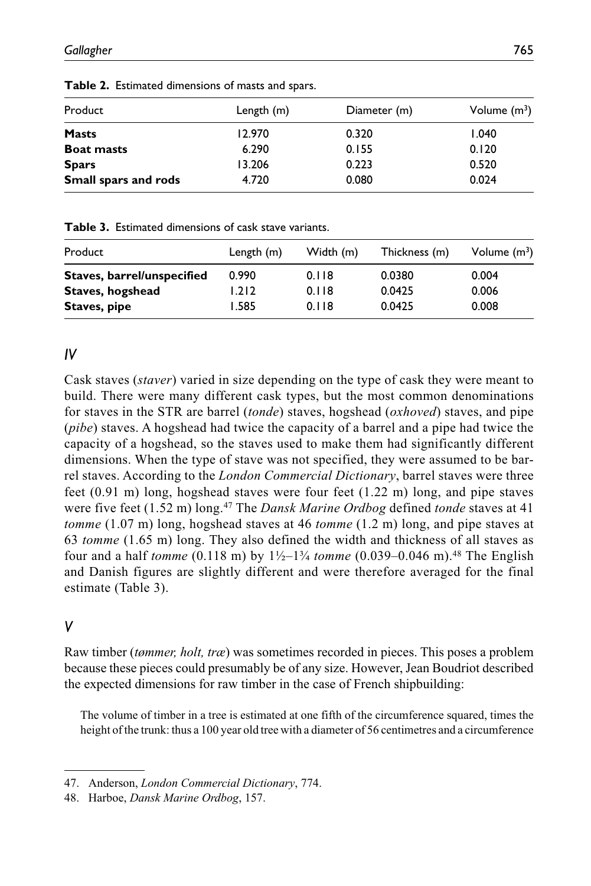**Table 2.** Estimated dimensions of masts and spars.

| Product | Length (m) | Diameter (m) | Volume ($m^3$) |
| --- | --- | --- | --- |
| **Masts** | 12.970 | 0.320 | 1.040 |
| **Boat masts** | 6.290 | 0.155 | 0.120 |
| **Spars** | 13.206 | 0.223 | 0.520 |
| **Small spars and rods** | 4.720 | 0.080 | 0.024 |

**Table 3.** Estimated dimensions of cask stave variants.

| Product | Length (m) | Width (m) | Thickness (m) | Volume ($m^3$) |
| --- | --- | --- | --- | --- |
| **Staves, barrel/unspecified** | 0.990 | 0.118 | 0.0380 | 0.004 |
| **Staves, hogshead** | 1.212 | 0.118 | 0.0425 | 0.006 |
| **Staves, pipe** | 1.585 | 0.118 | 0.0425 | 0.008 |

## *IV*

Cask staves (*staver*) varied in size depending on the type of cask they were meant to build. There were many different cask types, but the most common denominations for staves in the STR are barrel (*tonde*) staves, hogshead (*oxhoved*) staves, and pipe (*pibe*) staves. A hogshead had twice the capacity of a barrel and a pipe had twice the capacity of a hogshead, so the staves used to make them had significantly different dimensions. When the type of stave was not specified, they were assumed to be barrel staves. According to the *London Commercial Dictionary*, barrel staves were three feet (0.91 m) long, hogshead staves were four feet (1.22 m) long, and pipe staves were five feet (1.52 m) long.[47] The *Dansk Marine Ordbog* defined *tonde* staves at 41 *tomme* (1.07 m) long, hogshead staves at 46 *tomme* (1.2 m) long, and pipe staves at 63 *tomme* (1.65 m) long. They also defined the width and thickness of all staves as four and a half *tomme* (0.118 m) by 1½–1¾ *tomme* (0.039–0.046 m).[48] The English and Danish figures are slightly different and were therefore averaged for the final estimate (Table 3).

## *V*

Raw timber (*tømmer, holt, træ*) was sometimes recorded in pieces. This poses a problem because these pieces could presumably be of any size. However, Jean Boudriot described the expected dimensions for raw timber in the case of French shipbuilding:

> The volume of timber in a tree is estimated at one fifth of the circumference squared, times the height of the trunk: thus a 100 year old tree with a diameter of 56 centimetres and a circumference

47. Anderson, *London Commercial Dictionary*, 774.
48. Harboe, *Dansk Marine Ordbog*, 157.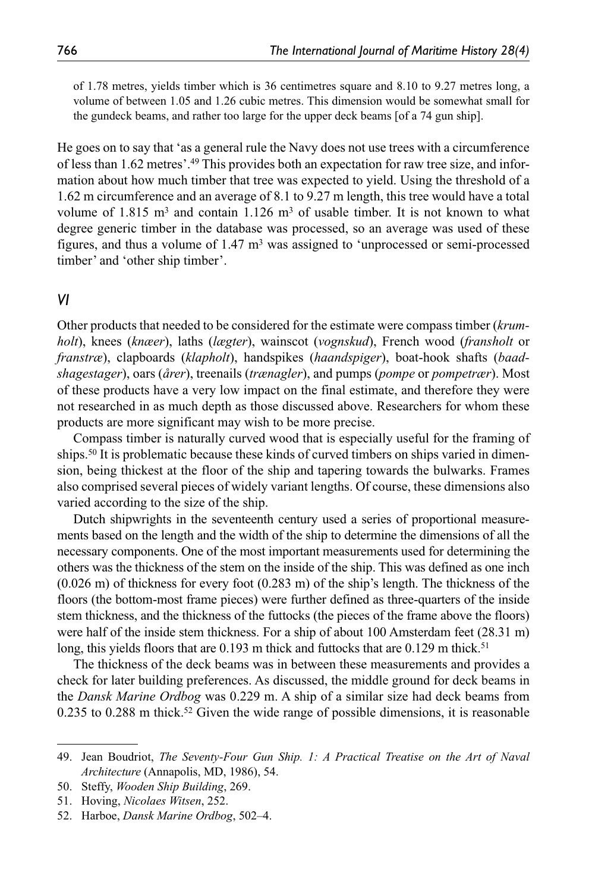of 1.78 metres, yields timber which is 36 centimetres square and 8.10 to 9.27 metres long, a volume of between 1.05 and 1.26 cubic metres. This dimension would be somewhat small for the gundeck beams, and rather too large for the upper deck beams [of a 74 gun ship].

He goes on to say that 'as a general rule the Navy does not use trees with a circumference of less than 1.62 metres'.[49] This provides both an expectation for raw tree size, and information about how much timber that tree was expected to yield. Using the threshold of a 1.62 m circumference and an average of 8.1 to 9.27 m length, this tree would have a total volume of 1.815 $m^3$ and contain 1.126 $m^3$ of usable timber. It is not known to what degree generic timber in the database was processed, so an average was used of these figures, and thus a volume of 1.47 $m^3$ was assigned to 'unprocessed or semi-processed timber' and 'other ship timber'.

## VI

Other products that needed to be considered for the estimate were compass timber (*krumholt*), knees (*knæer*), laths (*lægter*), wainscot (*vognskud*), French wood (*fransholt* or *franstræ*), clapboards (*klapholt*), handspikes (*haandspiger*), boat-hook shafts (*baadshagestager*), oars (*årer*), treenails (*trænagler*), and pumps (*pompe* or *pompetræer*). Most of these products have a very low impact on the final estimate, and therefore they were not researched in as much depth as those discussed above. Researchers for whom these products are more significant may wish to be more precise.

Compass timber is naturally curved wood that is especially useful for the framing of ships.[50] It is problematic because these kinds of curved timbers on ships varied in dimension, being thickest at the floor of the ship and tapering towards the bulwarks. Frames also comprised several pieces of widely variant lengths. Of course, these dimensions also varied according to the size of the ship.

Dutch shipwrights in the seventeenth century used a series of proportional measurements based on the length and the width of the ship to determine the dimensions of all the necessary components. One of the most important measurements used for determining the others was the thickness of the stem on the inside of the ship. This was defined as one inch (0.026 m) of thickness for every foot (0.283 m) of the ship's length. The thickness of the floors (the bottom-most frame pieces) were further defined as three-quarters of the inside stem thickness, and the thickness of the futtocks (the pieces of the frame above the floors) were half of the inside stem thickness. For a ship of about 100 Amsterdam feet (28.31 m) long, this yields floors that are 0.193 m thick and futtocks that are 0.129 m thick.[51]

The thickness of the deck beams was in between these measurements and provides a check for later building preferences. As discussed, the middle ground for deck beams in the *Dansk Marine Ordbog* was 0.229 m. A ship of a similar size had deck beams from 0.235 to 0.288 m thick.[52] Given the wide range of possible dimensions, it is reasonable

49. Jean Boudriot, *The Seventy-Four Gun Ship. 1: A Practical Treatise on the Art of Naval Architecture* (Annapolis, MD, 1986), 54.

50. Steffy, *Wooden Ship Building*, 269.

51. Hoving, *Nicolaes Witsen*, 252.

52. Harboe, *Dansk Marine Ordbog*, 502–4.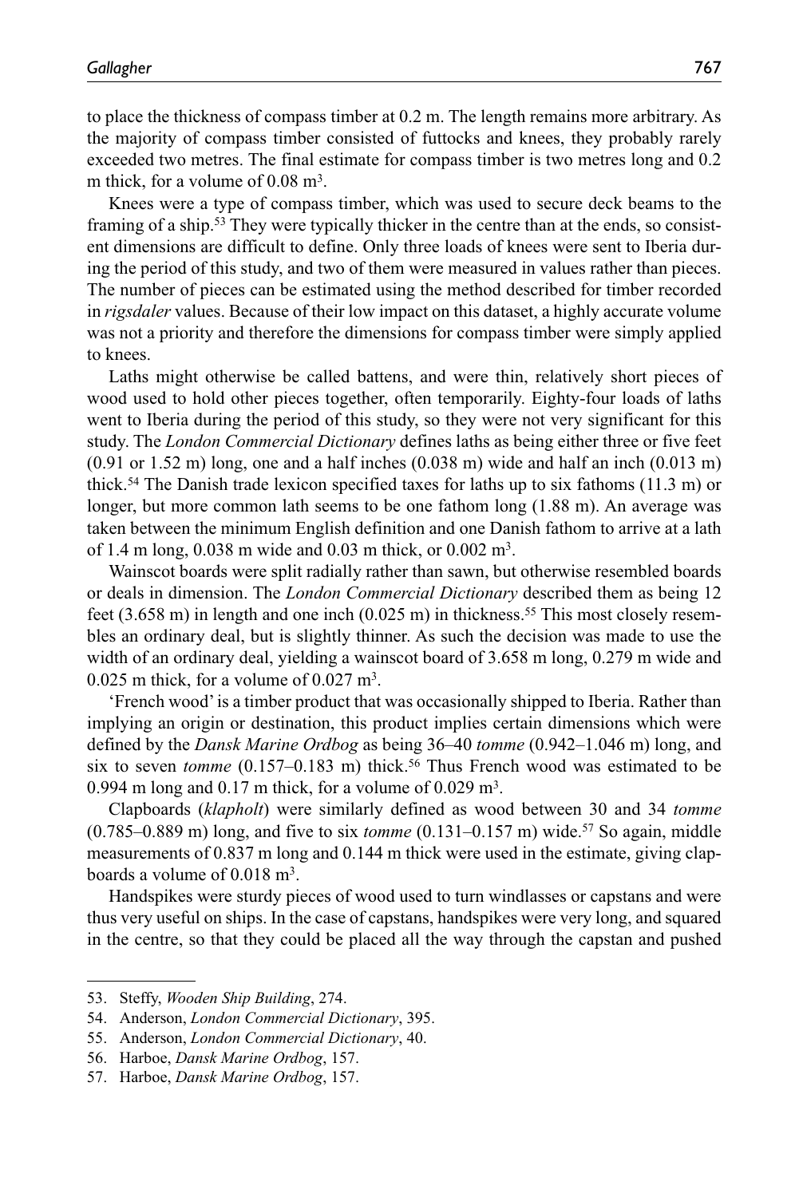to place the thickness of compass timber at 0.2 m. The length remains more arbitrary. As the majority of compass timber consisted of futtocks and knees, they probably rarely exceeded two metres. The final estimate for compass timber is two metres long and 0.2 m thick, for a volume of 0.08 $m^3$.

Knees were a type of compass timber, which was used to secure deck beams to the framing of a ship.[53] They were typically thicker in the centre than at the ends, so consistent dimensions are difficult to define. Only three loads of knees were sent to Iberia during the period of this study, and two of them were measured in values rather than pieces. The number of pieces can be estimated using the method described for timber recorded in *rigsdaler* values. Because of their low impact on this dataset, a highly accurate volume was not a priority and therefore the dimensions for compass timber were simply applied to knees.

Laths might otherwise be called battens, and were thin, relatively short pieces of wood used to hold other pieces together, often temporarily. Eighty-four loads of laths went to Iberia during the period of this study, so they were not very significant for this study. The *London Commercial Dictionary* defines laths as being either three or five feet (0.91 or 1.52 m) long, one and a half inches (0.038 m) wide and half an inch (0.013 m) thick.[54] The Danish trade lexicon specified taxes for laths up to six fathoms (11.3 m) or longer, but more common lath seems to be one fathom long (1.88 m). An average was taken between the minimum English definition and one Danish fathom to arrive at a lath of 1.4 m long, 0.038 m wide and 0.03 m thick, or 0.002 $m^3$.

Wainscot boards were split radially rather than sawn, but otherwise resembled boards or deals in dimension. The *London Commercial Dictionary* described them as being 12 feet (3.658 m) in length and one inch (0.025 m) in thickness.[55] This most closely resembles an ordinary deal, but is slightly thinner. As such the decision was made to use the width of an ordinary deal, yielding a wainscot board of 3.658 m long, 0.279 m wide and 0.025 m thick, for a volume of 0.027 $m^3$.

'French wood' is a timber product that was occasionally shipped to Iberia. Rather than implying an origin or destination, this product implies certain dimensions which were defined by the *Dansk Marine Ordbog* as being 36–40 *tomme* (0.942–1.046 m) long, and six to seven *tomme* (0.157–0.183 m) thick.[56] Thus French wood was estimated to be 0.994 m long and 0.17 m thick, for a volume of 0.029 $m^3$.

Clapboards (*klapholt*) were similarly defined as wood between 30 and 34 *tomme* (0.785–0.889 m) long, and five to six *tomme* (0.131–0.157 m) wide.[57] So again, middle measurements of 0.837 m long and 0.144 m thick were used in the estimate, giving clapboards a volume of 0.018 $m^3$.

Handspikes were sturdy pieces of wood used to turn windlasses or capstans and were thus very useful on ships. In the case of capstans, handspikes were very long, and squared in the centre, so that they could be placed all the way through the capstan and pushed

53. Steffy, *Wooden Ship Building*, 274.
54. Anderson, *London Commercial Dictionary*, 395.
55. Anderson, *London Commercial Dictionary*, 40.
56. Harboe, *Dansk Marine Ordbog*, 157.
57. Harboe, *Dansk Marine Ordbog*, 157.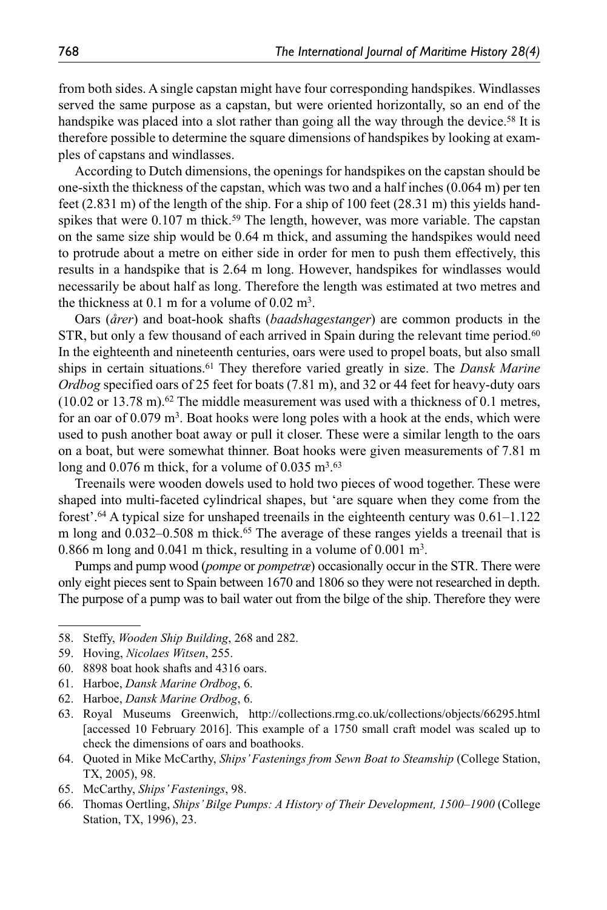from both sides. A single capstan might have four corresponding handspikes. Windlasses served the same purpose as a capstan, but were oriented horizontally, so an end of the handspike was placed into a slot rather than going all the way through the device.[58] It is therefore possible to determine the square dimensions of handspikes by looking at examples of capstans and windlasses.

According to Dutch dimensions, the openings for handspikes on the capstan should be one-sixth the thickness of the capstan, which was two and a half inches (0.064 m) per ten feet (2.831 m) of the length of the ship. For a ship of 100 feet (28.31 m) this yields handspikes that were 0.107 m thick.[59] The length, however, was more variable. The capstan on the same size ship would be 0.64 m thick, and assuming the handspikes would need to protrude about a metre on either side in order for men to push them effectively, this results in a handspike that is 2.64 m long. However, handspikes for windlasses would necessarily be about half as long. Therefore the length was estimated at two metres and the thickness at 0.1 m for a volume of 0.02 m$^3$.

Oars (*årer*) and boat-hook shafts (*baadshagestanger*) are common products in the STR, but only a few thousand of each arrived in Spain during the relevant time period.[60] In the eighteenth and nineteenth centuries, oars were used to propel boats, but also small ships in certain situations.[61] They therefore varied greatly in size. The *Dansk Marine Ordbog* specified oars of 25 feet for boats (7.81 m), and 32 or 44 feet for heavy-duty oars (10.02 or 13.78 m).[62] The middle measurement was used with a thickness of 0.1 metres, for an oar of 0.079 m$^3$. Boat hooks were long poles with a hook at the ends, which were used to push another boat away or pull it closer. These were a similar length to the oars on a boat, but were somewhat thinner. Boat hooks were given measurements of 7.81 m long and 0.076 m thick, for a volume of 0.035 m$^3$.[63]

Treenails were wooden dowels used to hold two pieces of wood together. These were shaped into multi-faceted cylindrical shapes, but 'are square when they come from the forest'.[64] A typical size for unshaped treenails in the eighteenth century was 0.61–1.122 m long and 0.032–0.508 m thick.[65] The average of these ranges yields a treenail that is 0.866 m long and 0.041 m thick, resulting in a volume of 0.001 m$^3$.

Pumps and pump wood (*pompe* or *pompetræ*) occasionally occur in the STR. There were only eight pieces sent to Spain between 1670 and 1806 so they were not researched in depth. The purpose of a pump was to bail water out from the bilge of the ship. Therefore they were

58. Steffy, *Wooden Ship Building*, 268 and 282.
59. Hoving, *Nicolaes Witsen*, 255.
60. 8898 boat hook shafts and 4316 oars.
61. Harboe, *Dansk Marine Ordbog*, 6.
62. Harboe, *Dansk Marine Ordbog*, 6.
63. Royal Museums Greenwich, http://collections.rmg.co.uk/collections/objects/66295.html [accessed 10 February 2016]. This example of a 1750 small craft model was scaled up to check the dimensions of oars and boathooks.
64. Quoted in Mike McCarthy, *Ships' Fastenings from Sewn Boat to Steamship* (College Station, TX, 2005), 98.
65. McCarthy, *Ships' Fastenings*, 98.
66. Thomas Oertling, *Ships' Bilge Pumps: A History of Their Development, 1500–1900* (College Station, TX, 1996), 23.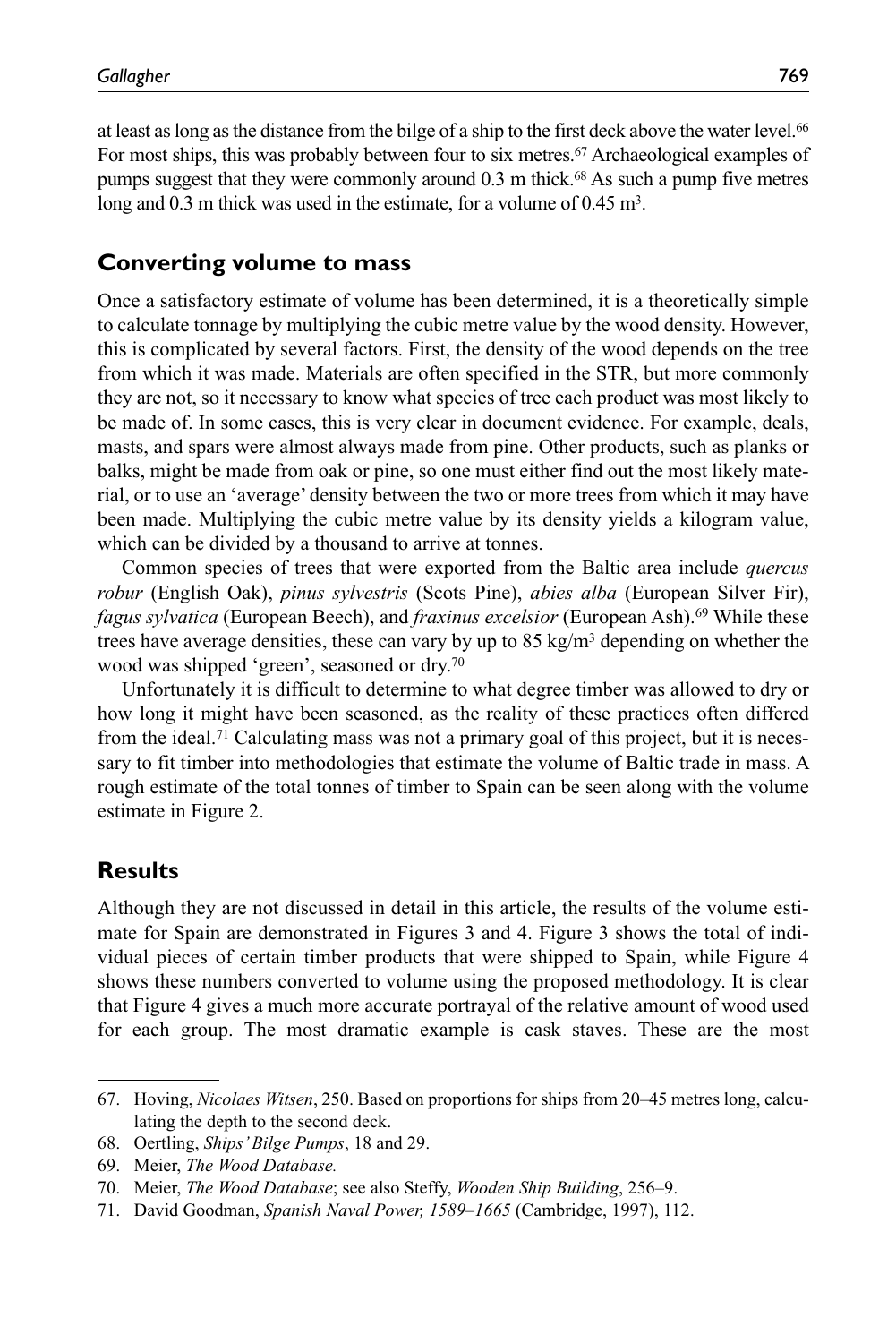at least as long as the distance from the bilge of a ship to the first deck above the water level.[66] For most ships, this was probably between four to six metres.[67] Archaeological examples of pumps suggest that they were commonly around 0.3 m thick.[68] As such a pump five metres long and 0.3 m thick was used in the estimate, for a volume of 0.45 $m^3$.

## Converting volume to mass

Once a satisfactory estimate of volume has been determined, it is a theoretically simple to calculate tonnage by multiplying the cubic metre value by the wood density. However, this is complicated by several factors. First, the density of the wood depends on the tree from which it was made. Materials are often specified in the STR, but more commonly they are not, so it necessary to know what species of tree each product was most likely to be made of. In some cases, this is very clear in document evidence. For example, deals, masts, and spars were almost always made from pine. Other products, such as planks or balks, might be made from oak or pine, so one must either find out the most likely material, or to use an 'average' density between the two or more trees from which it may have been made. Multiplying the cubic metre value by its density yields a kilogram value, which can be divided by a thousand to arrive at tonnes.

Common species of trees that were exported from the Baltic area include *quercus robur* (English Oak), *pinus sylvestris* (Scots Pine), *abies alba* (European Silver Fir), *fagus sylvatica* (European Beech), and *fraxinus excelsior* (European Ash).[69] While these trees have average densities, these can vary by up to 85 kg/$m^3$ depending on whether the wood was shipped 'green', seasoned or dry.[70]

Unfortunately it is difficult to determine to what degree timber was allowed to dry or how long it might have been seasoned, as the reality of these practices often differed from the ideal.[71] Calculating mass was not a primary goal of this project, but it is necessary to fit timber into methodologies that estimate the volume of Baltic trade in mass. A rough estimate of the total tonnes of timber to Spain can be seen along with the volume estimate in Figure 2.

## Results

Although they are not discussed in detail in this article, the results of the volume estimate for Spain are demonstrated in Figures 3 and 4. Figure 3 shows the total of individual pieces of certain timber products that were shipped to Spain, while Figure 4 shows these numbers converted to volume using the proposed methodology. It is clear that Figure 4 gives a much more accurate portrayal of the relative amount of wood used for each group. The most dramatic example is cask staves. These are the most

---

67. Hoving, *Nicolaes Witsen*, 250. Based on proportions for ships from 20–45 metres long, calculating the depth to the second deck.
68. Oertling, *Ships' Bilge Pumps*, 18 and 29.
69. Meier, *The Wood Database.*
70. Meier, *The Wood Database*; see also Steffy, *Wooden Ship Building*, 256–9.
71. David Goodman, *Spanish Naval Power, 1589–1665* (Cambridge, 1997), 112.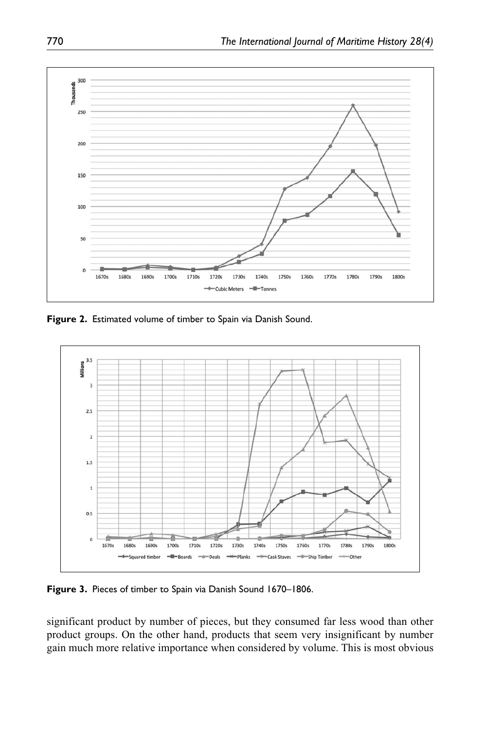**Figure 2.** Estimated volume of timber to Spain via Danish Sound.

**Figure 3.** Pieces of timber to Spain via Danish Sound 1670–1806.

significant product by number of pieces, but they consumed far less wood than other product groups. On the other hand, products that seem very insignificant by number gain much more relative importance when considered by volume. This is most obvious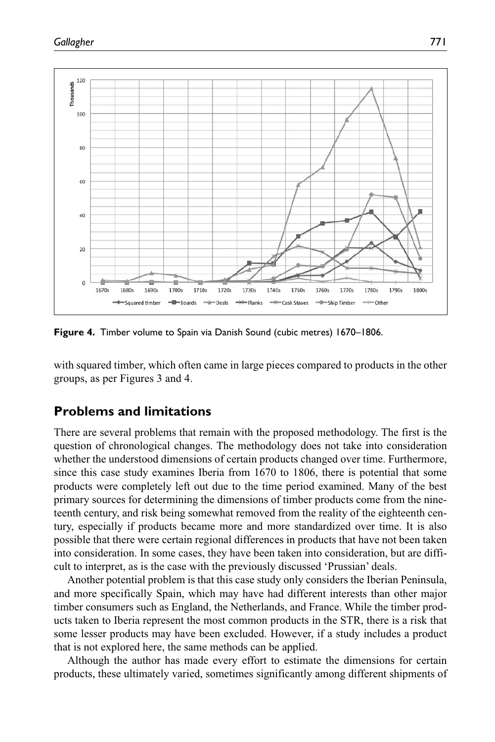**Figure 4.** Timber volume to Spain via Danish Sound (cubic metres) 1670–1806.

with squared timber, which often came in large pieces compared to products in the other groups, as per Figures 3 and 4.

## Problems and limitations

There are several problems that remain with the proposed methodology. The first is the question of chronological changes. The methodology does not take into consideration whether the understood dimensions of certain products changed over time. Furthermore, since this case study examines Iberia from 1670 to 1806, there is potential that some products were completely left out due to the time period examined. Many of the best primary sources for determining the dimensions of timber products come from the nineteenth century, and risk being somewhat removed from the reality of the eighteenth century, especially if products became more and more standardized over time. It is also possible that there were certain regional differences in products that have not been taken into consideration. In some cases, they have been taken into consideration, but are difficult to interpret, as is the case with the previously discussed 'Prussian' deals.

Another potential problem is that this case study only considers the Iberian Peninsula, and more specifically Spain, which may have had different interests than other major timber consumers such as England, the Netherlands, and France. While the timber products taken to Iberia represent the most common products in the STR, there is a risk that some lesser products may have been excluded. However, if a study includes a product that is not explored here, the same methods can be applied.

Although the author has made every effort to estimate the dimensions for certain products, these ultimately varied, sometimes significantly among different shipments of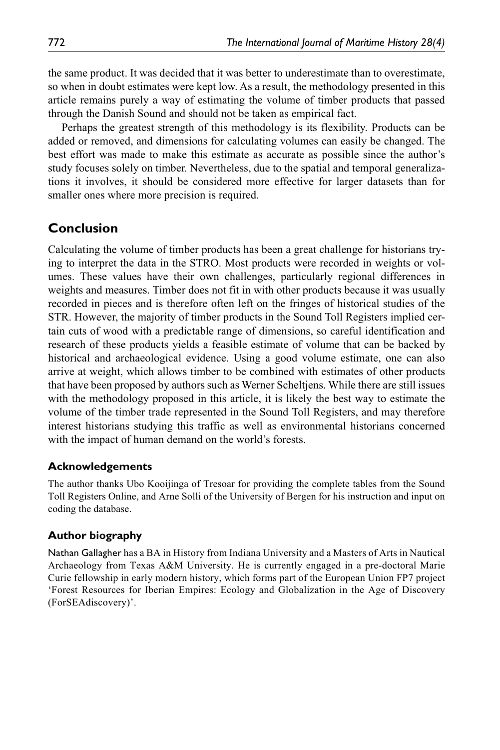the same product. It was decided that it was better to underestimate than to overestimate, so when in doubt estimates were kept low. As a result, the methodology presented in this article remains purely a way of estimating the volume of timber products that passed through the Danish Sound and should not be taken as empirical fact.

Perhaps the greatest strength of this methodology is its flexibility. Products can be added or removed, and dimensions for calculating volumes can easily be changed. The best effort was made to make this estimate as accurate as possible since the author's study focuses solely on timber. Nevertheless, due to the spatial and temporal generalizations it involves, it should be considered more effective for larger datasets than for smaller ones where more precision is required.

## Conclusion

Calculating the volume of timber products has been a great challenge for historians trying to interpret the data in the STRO. Most products were recorded in weights or volumes. These values have their own challenges, particularly regional differences in weights and measures. Timber does not fit in with other products because it was usually recorded in pieces and is therefore often left on the fringes of historical studies of the STR. However, the majority of timber products in the Sound Toll Registers implied certain cuts of wood with a predictable range of dimensions, so careful identification and research of these products yields a feasible estimate of volume that can be backed by historical and archaeological evidence. Using a good volume estimate, one can also arrive at weight, which allows timber to be combined with estimates of other products that have been proposed by authors such as Werner Scheltjens. While there are still issues with the methodology proposed in this article, it is likely the best way to estimate the volume of the timber trade represented in the Sound Toll Registers, and may therefore interest historians studying this traffic as well as environmental historians concerned with the impact of human demand on the world's forests.

### Acknowledgements

The author thanks Ubo Kooijinga of Tresoar for providing the complete tables from the Sound Toll Registers Online, and Arne Solli of the University of Bergen for his instruction and input on coding the database.

### Author biography

Nathan Gallagher has a BA in History from Indiana University and a Masters of Arts in Nautical Archaeology from Texas A&M University. He is currently engaged in a pre-doctoral Marie Curie fellowship in early modern history, which forms part of the European Union FP7 project 'Forest Resources for Iberian Empires: Ecology and Globalization in the Age of Discovery (ForSEAdiscovery)'.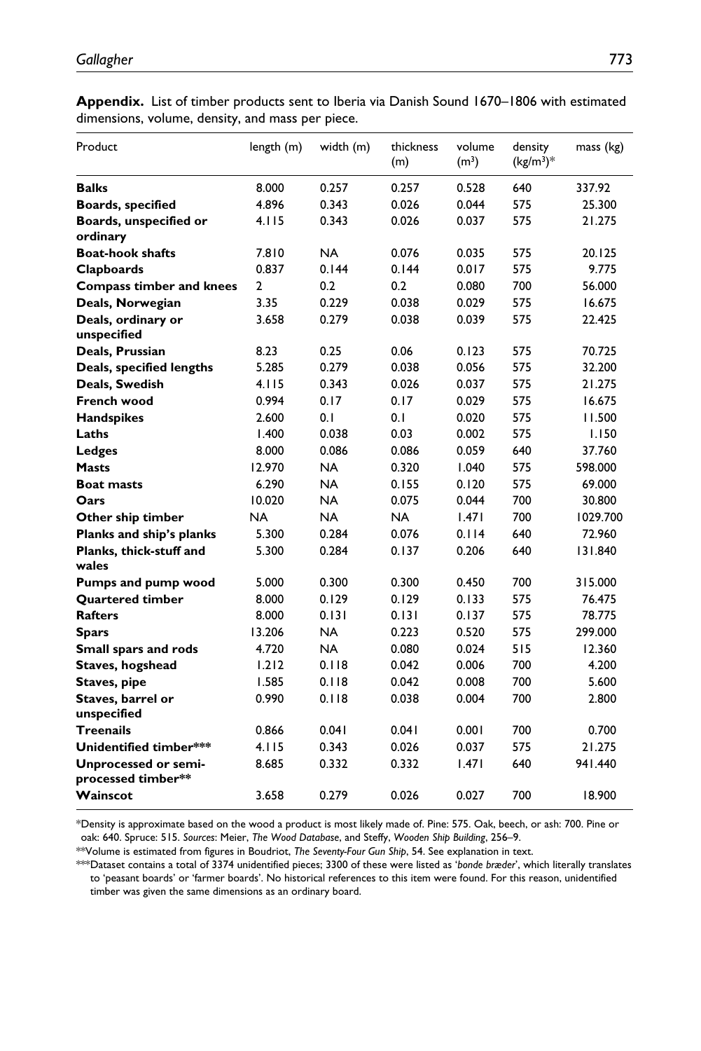**Appendix.** List of timber products sent to Iberia via Danish Sound 1670–1806 with estimated dimensions, volume, density, and mass per piece.

| Product | length (m) | width (m) | thickness (m) | volume ($m^3$) | density ($kg/m^3$)* | mass (kg) |
|---|---|---|---|---|---|---|
| **Balks** | 8.000 | 0.257 | 0.257 | 0.528 | 640 | 337.92 |
| **Boards, specified** | 4.896 | 0.343 | 0.026 | 0.044 | 575 | 25.300 |
| **Boards, unspecified or ordinary** | 4.115 | 0.343 | 0.026 | 0.037 | 575 | 21.275 |
| **Boat-hook shafts** | 7.810 | NA | 0.076 | 0.035 | 575 | 20.125 |
| **Clapboards** | 0.837 | 0.144 | 0.144 | 0.017 | 575 | 9.775 |
| **Compass timber and knees** | 2 | 0.2 | 0.2 | 0.080 | 700 | 56.000 |
| **Deals, Norwegian** | 3.35 | 0.229 | 0.038 | 0.029 | 575 | 16.675 |
| **Deals, ordinary or unspecified** | 3.658 | 0.279 | 0.038 | 0.039 | 575 | 22.425 |
| **Deals, Prussian** | 8.23 | 0.25 | 0.06 | 0.123 | 575 | 70.725 |
| **Deals, specified lengths** | 5.285 | 0.279 | 0.038 | 0.056 | 575 | 32.200 |
| **Deals, Swedish** | 4.115 | 0.343 | 0.026 | 0.037 | 575 | 21.275 |
| **French wood** | 0.994 | 0.17 | 0.17 | 0.029 | 575 | 16.675 |
| **Handspikes** | 2.600 | 0.1 | 0.1 | 0.020 | 575 | 11.500 |
| **Laths** | 1.400 | 0.038 | 0.03 | 0.002 | 575 | 1.150 |
| **Ledges** | 8.000 | 0.086 | 0.086 | 0.059 | 640 | 37.760 |
| **Masts** | 12.970 | NA | 0.320 | 1.040 | 575 | 598.000 |
| **Boat masts** | 6.290 | NA | 0.155 | 0.120 | 575 | 69.000 |
| **Oars** | 10.020 | NA | 0.075 | 0.044 | 700 | 30.800 |
| **Other ship timber** | NA | NA | NA | 1.471 | 700 | 1029.700 |
| **Planks and ship's planks** | 5.300 | 0.284 | 0.076 | 0.114 | 640 | 72.960 |
| **Planks, thick-stuff and wales** | 5.300 | 0.284 | 0.137 | 0.206 | 640 | 131.840 |
| **Pumps and pump wood** | 5.000 | 0.300 | 0.300 | 0.450 | 700 | 315.000 |
| **Quartered timber** | 8.000 | 0.129 | 0.129 | 0.133 | 575 | 76.475 |
| **Rafters** | 8.000 | 0.131 | 0.131 | 0.137 | 575 | 78.775 |
| **Spars** | 13.206 | NA | 0.223 | 0.520 | 575 | 299.000 |
| **Small spars and rods** | 4.720 | NA | 0.080 | 0.024 | 515 | 12.360 |
| **Staves, hogshead** | 1.212 | 0.118 | 0.042 | 0.006 | 700 | 4.200 |
| **Staves, pipe** | 1.585 | 0.118 | 0.042 | 0.008 | 700 | 5.600 |
| **Staves, barrel or unspecified** | 0.990 | 0.118 | 0.038 | 0.004 | 700 | 2.800 |
| **Treenails** | 0.866 | 0.041 | 0.041 | 0.001 | 700 | 0.700 |
| **Unidentified timber***** | 4.115 | 0.343 | 0.026 | 0.037 | 575 | 21.275 |
| **Unprocessed or semi-processed timber**** | 8.685 | 0.332 | 0.332 | 1.471 | 640 | 941.440 |
| **Wainscot** | 3.658 | 0.279 | 0.026 | 0.027 | 700 | 18.900 |

*Density is approximate based on the wood a product is most likely made of. Pine: 575. Oak, beech, or ash: 700. Pine or oak: 640. Spruce: 515. *Sources*: Meier, *The Wood Database*, and Steffy, *Wooden Ship Building*, 256–9.

**Volume is estimated from figures in Boudriot, *The Seventy-Four Gun Ship*, 54. See explanation in text.

***Dataset contains a total of 3374 unidentified pieces; 3300 of these were listed as '*bonde bræder*', which literally translates to 'peasant boards' or 'farmer boards'. No historical references to this item were found. For this reason, unidentified timber was given the same dimensions as an ordinary board.